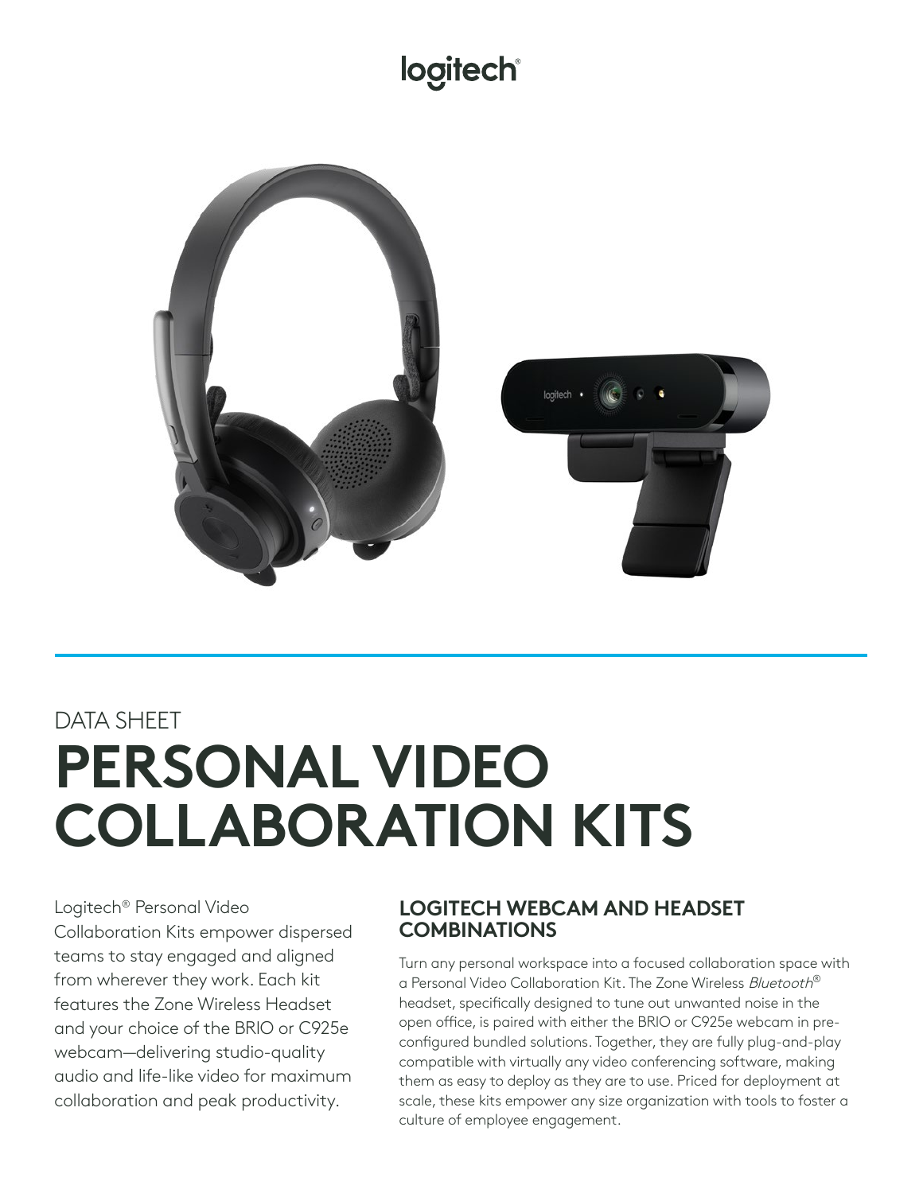logitech®

DATA SHEET

# PERSONAL VIDEO COLLABORATION KITS

Logitech® Personal Video Collaboration Kits empower dispersed teams to stay engaged and aligned from wherever they work. Each kit features the Zone Wireless Headset and your choice of the BRIO or C925e webcam—delivering studio-quality audio and life-like video for maximum collaboration and peak productivity.

## LOGITECH WEBCAM AND HEADSET COMBINATIONS

Turn any personal workspace into a focused collaboration space with a Personal Video Collaboration Kit. The Zone Wireless *Bluetooth*® headset, specifically designed to tune out unwanted noise in the open office, is paired with either the BRIO or C925e webcam in pre-configured bundled solutions. Together, they are fully plug-and-play compatible with virtually any video conferencing software, making them as easy to deploy as they are to use. Priced for deployment at scale, these kits empower any size organization with tools to foster a culture of employee engagement.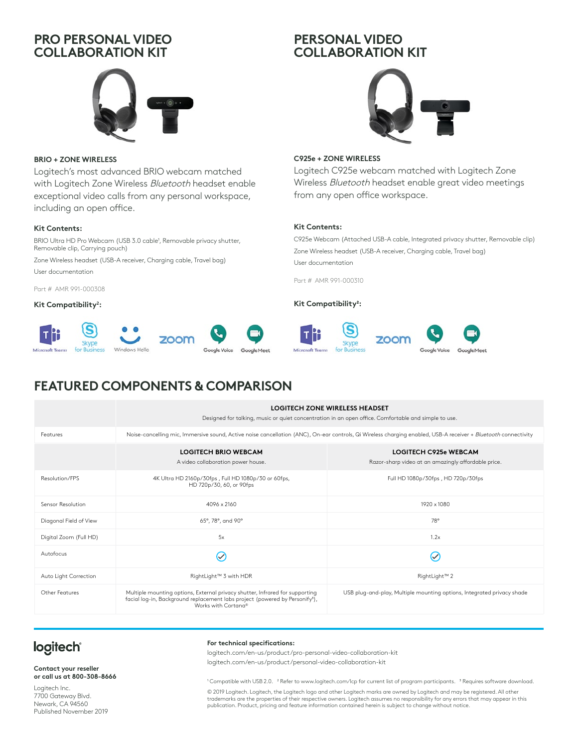## PRO PERSONAL VIDEO COLLABORATION KIT

**BRIO + ZONE WIRELESS**

Logitech's most advanced BRIO webcam matched with Logitech Zone Wireless *Bluetooth* headset enable exceptional video calls from any personal workspace, including an open office.

**Kit Contents:**

BRIO Ultra HD Pro Webcam (USB 3.0 cable[1], Removable privacy shutter, Removable clip, Carrying pouch)

Zone Wireless headset (USB-A receiver, Charging cable, Travel bag)

User documentation

Part # AMR 991-000308

**Kit Compatibility[2]:**

Microsoft Teams, Skype for Business, Windows Hello, zoom, Google Voice, Google Meet

## PERSONAL VIDEO COLLABORATION KIT

**C925e + ZONE WIRELESS**

Logitech C925e webcam matched with Logitech Zone Wireless *Bluetooth* headset enable great video meetings from any open office workspace.

**Kit Contents:**

C925e Webcam (Attached USB-A cable, Integrated privacy shutter, Removable clip)

Zone Wireless headset (USB-A receiver, Charging cable, Travel bag)

User documentation

Part # AMR 991-000310

**Kit Compatibility[2]:**

Microsoft Teams, Skype for Business, zoom, Google Voice, Google Meet

## FEATURED COMPONENTS & COMPARISON

| | **LOGITECH ZONE WIRELESS HEADSET**<br>Designed for talking, music or quiet concentration in an open office. Comfortable and simple to use. | |
|---|---|---|
| Features | Noise-cancelling mic, Immersive sound, Active noise cancellation (ANC), On-ear controls, Qi Wireless charging enabled, USB-A receiver + *Bluetooth* connectivity | |
| | **LOGITECH BRIO WEBCAM**<br>A video collaboration power house. | **LOGITECH C925e WEBCAM**<br>Razor-sharp video at an amazingly affordable price. |
| Resolution/FPS | 4K Ultra HD 2160p/30fps , Full HD 1080p/30 or 60fps, HD 720p/30, 60, or 90fps | Full HD 1080p/30fps , HD 720p/30fps |
| Sensor Resolution | 4096 x 2160 | 1920 x 1080 |
| Diagonal Field of View | 65°, 78°, and 90° | 78° |
| Digital Zoom (Full HD) | 5x | 1.2x |
| Autofocus | ✓ | ✓ |
| Auto Light Correction | RightLight™ 3 with HDR | RightLight™ 2 |
| Other Features | Multiple mounting options, External privacy shutter, Infrared for supporting facial log-in, Background replacement labs project (powered by Personify[3]), Works with Cortana® | USB plug-and-play, Multiple mounting options, Integrated privacy shade |

**logitech**

**Contact your reseller or call us at 800-308-8666**

Logitech Inc.
7700 Gateway Blvd.
Newark, CA 94560
Published November 2019

**For technical specifications:**

logitech.com/en-us/product/pro-personal-video-collaboration-kit
logitech.com/en-us/product/personal-video-collaboration-kit

[1] Compatible with USB 2.0. [2] Refer to www.logitech.com/lcp for current list of program participants. [3] Requires software download.

© 2019 Logitech. Logitech, the Logitech logo and other Logitech marks are owned by Logitech and may be registered. All other trademarks are the properties of their respective owners. Logitech assumes no responsibility for any errors that may appear in this publication. Product, pricing and feature information contained herein is subject to change without notice.